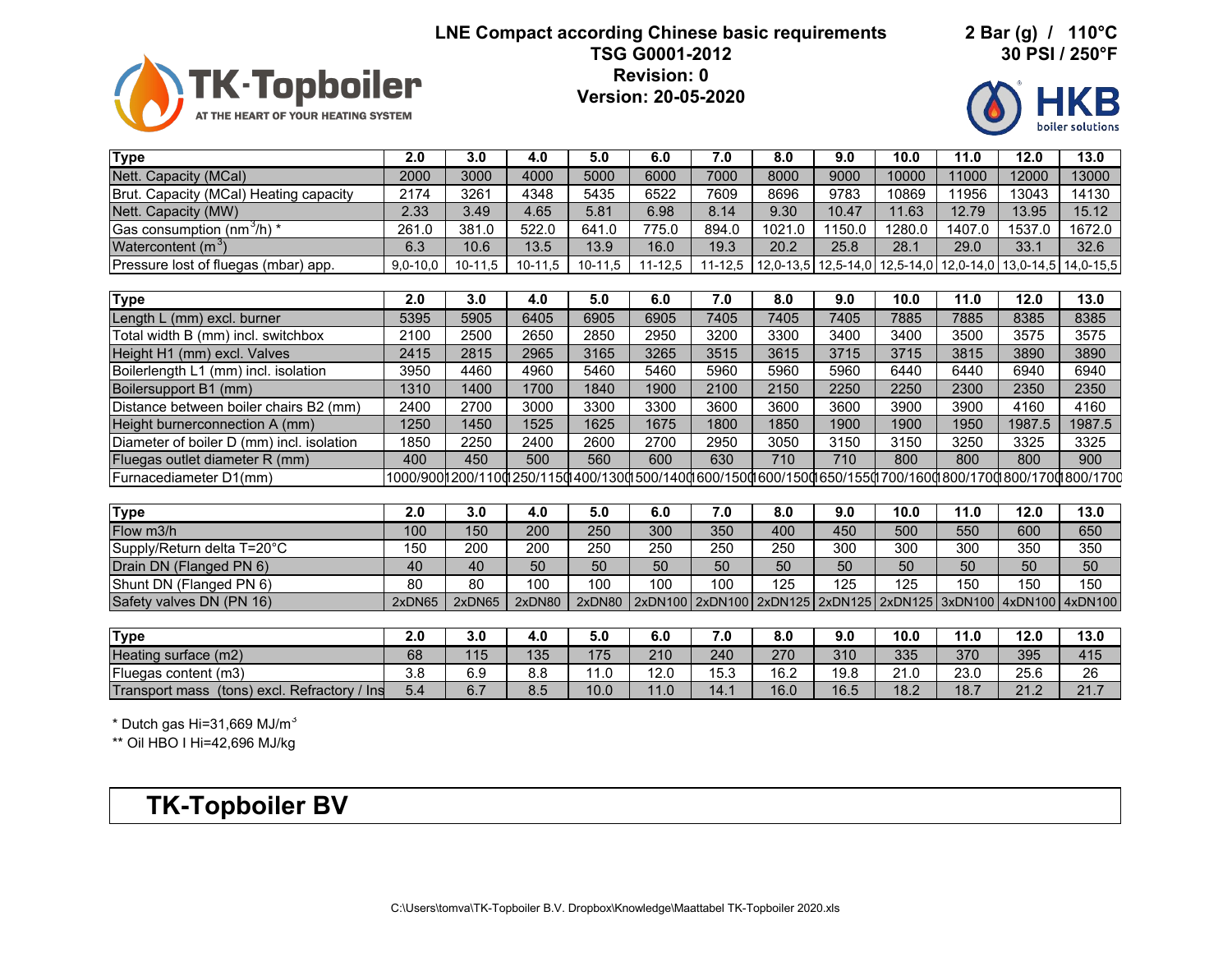TK-Topboiler

AT THE HEART OF YOUR HEATING SYSTEM

# LNE Compact according Chinese basic requirements TSG G0001-2012

**Revision: 0**

**Version: 20-05-2020**

**2 Bar (g) / 110°C**
**30 PSI / 250°F**

HKB boiler solutions

| Type | 2.0 | 3.0 | 4.0 | 5.0 | 6.0 | 7.0 | 8.0 | 9.0 | 10.0 | 11.0 | 12.0 | 13.0 |
|---|---|---|---|---|---|---|---|---|---|---|---|---|
| Nett. Capacity (MCal) | 2000 | 3000 | 4000 | 5000 | 6000 | 7000 | 8000 | 9000 | 10000 | 11000 | 12000 | 13000 |
| Brut. Capacity (MCal) Heating capacity | 2174 | 3261 | 4348 | 5435 | 6522 | 7609 | 8696 | 9783 | 10869 | 11956 | 13043 | 14130 |
| Nett. Capacity (MW) | 2.33 | 3.49 | 4.65 | 5.81 | 6.98 | 8.14 | 9.30 | 10.47 | 11.63 | 12.79 | 13.95 | 15.12 |
| Gas consumption ($nm^3/h$) * | 261.0 | 381.0 | 522.0 | 641.0 | 775.0 | 894.0 | 1021.0 | 1150.0 | 1280.0 | 1407.0 | 1537.0 | 1672.0 |
| Watercontent ($m^3$) | 6.3 | 10.6 | 13.5 | 13.9 | 16.0 | 19.3 | 20.2 | 25.8 | 28.1 | 29.0 | 33.1 | 32.6 |
| Pressure lost of fluegas (mbar) app. | 9,0-10,0 | 10-11,5 | 10-11,5 | 10-11,5 | 11-12,5 | 11-12,5 | 12,0-13,5 | 12,5-14,0 | 12,5-14,0 | 12,0-14,0 | 13,0-14,5 | 14,0-15,5 |

| Type | 2.0 | 3.0 | 4.0 | 5.0 | 6.0 | 7.0 | 8.0 | 9.0 | 10.0 | 11.0 | 12.0 | 13.0 |
|---|---|---|---|---|---|---|---|---|---|---|---|---|
| Length L (mm) excl. burner | 5395 | 5905 | 6405 | 6905 | 6905 | 7405 | 7405 | 7405 | 7885 | 7885 | 8385 | 8385 |
| Total width B (mm) incl. switchbox | 2100 | 2500 | 2650 | 2850 | 2950 | 3200 | 3300 | 3400 | 3400 | 3500 | 3575 | 3575 |
| Height H1 (mm) excl. Valves | 2415 | 2815 | 2965 | 3165 | 3265 | 3515 | 3615 | 3715 | 3715 | 3815 | 3890 | 3890 |
| Boilerlength L1 (mm) incl. isolation | 3950 | 4460 | 4960 | 5460 | 5460 | 5960 | 5960 | 5960 | 6440 | 6440 | 6940 | 6940 |
| Boilersupport B1 (mm) | 1310 | 1400 | 1700 | 1840 | 1900 | 2100 | 2150 | 2250 | 2250 | 2300 | 2350 | 2350 |
| Distance between boiler chairs B2 (mm) | 2400 | 2700 | 3000 | 3300 | 3300 | 3600 | 3600 | 3600 | 3900 | 3900 | 4160 | 4160 |
| Height burnerconnection A (mm) | 1250 | 1450 | 1525 | 1625 | 1675 | 1800 | 1850 | 1900 | 1900 | 1950 | 1987.5 | 1987.5 |
| Diameter of boiler D (mm) incl. isolation | 1850 | 2250 | 2400 | 2600 | 2700 | 2950 | 3050 | 3150 | 3150 | 3250 | 3325 | 3325 |
| Fluegas outlet diameter R (mm) | 400 | 450 | 500 | 560 | 600 | 630 | 710 | 710 | 800 | 800 | 800 | 900 |
| Furnacediameter D1(mm) | 1000/900 | 1200/1100 | 1250/1150 | 1400/1300 | 1500/1400 | 1600/1500 | 1600/1500 | 1650/1550 | 1700/1600 | 1800/1700 | 1800/1700 | 1800/1700 |

| Type | 2.0 | 3.0 | 4.0 | 5.0 | 6.0 | 7.0 | 8.0 | 9.0 | 10.0 | 11.0 | 12.0 | 13.0 |
|---|---|---|---|---|---|---|---|---|---|---|---|---|
| Flow m3/h | 100 | 150 | 200 | 250 | 300 | 350 | 400 | 450 | 500 | 550 | 600 | 650 |
| Supply/Return delta T=20°C | 150 | 200 | 200 | 250 | 250 | 250 | 250 | 300 | 300 | 300 | 350 | 350 |
| Drain DN (Flanged PN 6) | 40 | 40 | 50 | 50 | 50 | 50 | 50 | 50 | 50 | 50 | 50 | 50 |
| Shunt DN (Flanged PN 6) | 80 | 80 | 100 | 100 | 100 | 100 | 125 | 125 | 125 | 150 | 150 | 150 |
| Safety valves DN (PN 16) | 2xDN65 | 2xDN65 | 2xDN80 | 2xDN80 | 2xDN100 | 2xDN100 | 2xDN125 | 2xDN125 | 2xDN125 | 3xDN100 | 4xDN100 | 4xDN100 |

| Type | 2.0 | 3.0 | 4.0 | 5.0 | 6.0 | 7.0 | 8.0 | 9.0 | 10.0 | 11.0 | 12.0 | 13.0 |
|---|---|---|---|---|---|---|---|---|---|---|---|---|
| Heating surface (m2) | 68 | 115 | 135 | 175 | 210 | 240 | 270 | 310 | 335 | 370 | 395 | 415 |
| Fluegas content (m3) | 3.8 | 6.9 | 8.8 | 11.0 | 12.0 | 15.3 | 16.2 | 19.8 | 21.0 | 23.0 | 25.6 | 26 |
| Transport mass (tons) excl. Refractory / Ins | 5.4 | 6.7 | 8.5 | 10.0 | 11.0 | 14.1 | 16.0 | 16.5 | 18.2 | 18.7 | 21.2 | 21.7 |

\* Dutch gas Hi=31,669 MJ/$m^3$

\*\* Oil HBO I Hi=42,696 MJ/kg

**TK-Topboiler BV**

C:\Users\tomva\TK-Topboiler B.V. Dropbox\Knowledge\Maattabel TK-Topboiler 2020.xls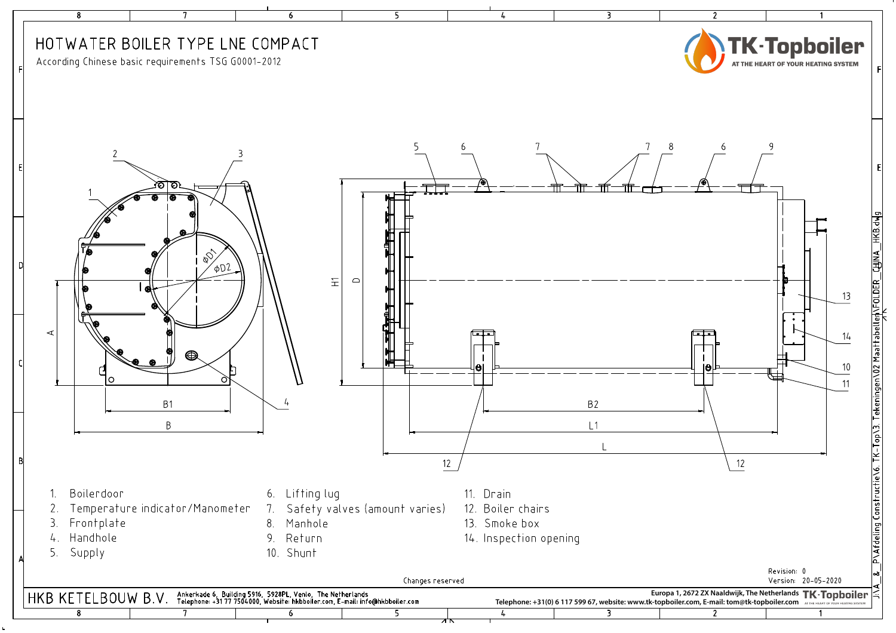# HOTWATER BOILER TYPE LNE COMPACT

According Chinese basic requirements TSG G0001-2012

TK-Topboiler
AT THE HEART OF YOUR HEATING SYSTEM

1
2
3
4
ØD1
ØD2
A
B1
B

5
6
7
7
8
6
9
H1
D
13
14
10
11
B2
L1
L
12
12

1. Boilerdoor
2. Temperature indicator/Manometer
3. Frontplate
4. Handhole
5. Supply
6. Lifting lug
7. Safety valves (amount varies)
8. Manhole
9. Return
10. Shunt
11. Drain
12. Boiler chairs
13. Smoke box
14. Inspection opening

Changes reserved

Revision: 0
Version: 20-05-2020

HKB KETELBOUW B.V. Ankerkade 6, Building 5916, 5928PL, Venlo, The Netherlands
Telephone: +31 77 7504000, Website: hkbboiler.com, E-mail: info@hkbboiler.com

Europa 1, 2672 ZX Naaldwijk, The Netherlands
Telephone: +31(0) 6 117 599 67, website: www.tk-topboiler.com, E-mail: tom@tk-topboiler.com

J:\A_&_P\Afdeling Constructie\6. TK-Top\3. Tekeningen\02 Maattabellen\FOLDER_CHINA_HKB.dwg